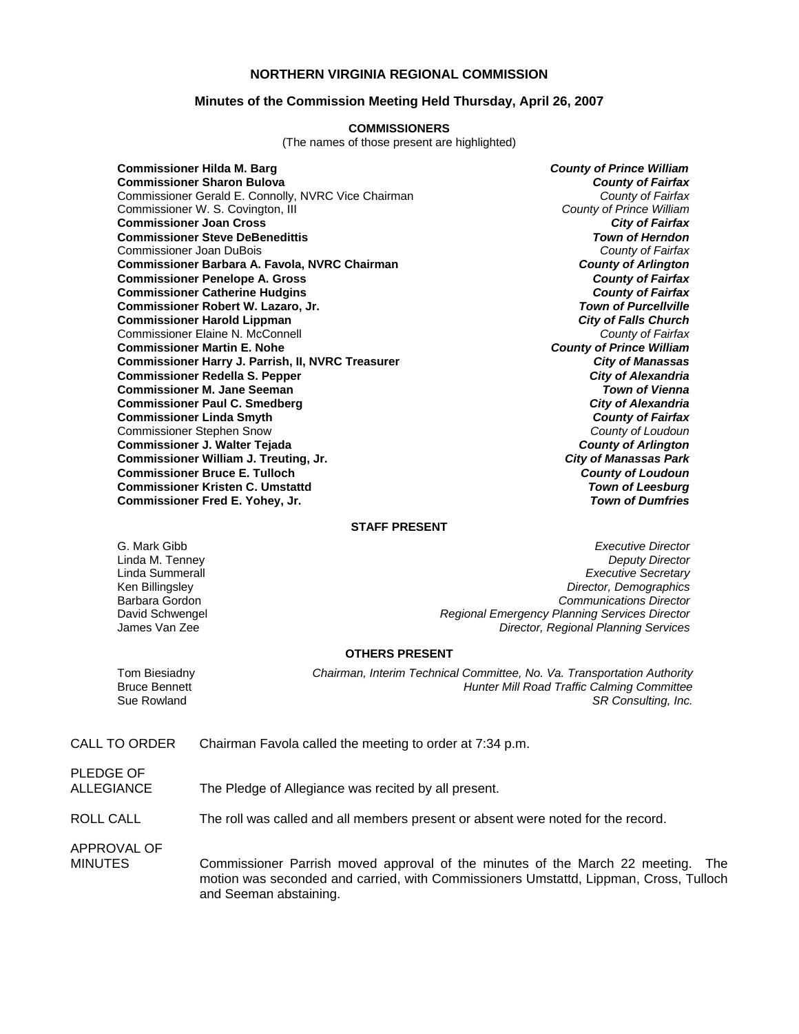## NORTHERN VIRGINIA REGIONAL COMMISSION

### Minutes of the Commission Meeting Held Thursday, April 26, 2007

**COMMISSIONERS**

(The names of those present are highlighted)

| | |
|---|---|
| **Commissioner Hilda M. Barg** | ***County of Prince William*** |
| **Commissioner Sharon Bulova** | ***County of Fairfax*** |
| Commissioner Gerald E. Connolly, NVRC Vice Chairman | *County of Fairfax* |
| Commissioner W. S. Covington, III | *County of Prince William* |
| **Commissioner Joan Cross** | ***City of Fairfax*** |
| **Commissioner Steve DeBenedittis** | ***Town of Herndon*** |
| Commissioner Joan DuBois | *County of Fairfax* |
| **Commissioner Barbara A. Favola, NVRC Chairman** | ***County of Arlington*** |
| **Commissioner Penelope A. Gross** | ***County of Fairfax*** |
| **Commissioner Catherine Hudgins** | ***County of Fairfax*** |
| **Commissioner Robert W. Lazaro, Jr.** | ***Town of Purcellville*** |
| **Commissioner Harold Lippman** | ***City of Falls Church*** |
| Commissioner Elaine N. McConnell | *County of Fairfax* |
| **Commissioner Martin E. Nohe** | ***County of Prince William*** |
| **Commissioner Harry J. Parrish, II, NVRC Treasurer** | ***City of Manassas*** |
| **Commissioner Redella S. Pepper** | ***City of Alexandria*** |
| **Commissioner M. Jane Seeman** | ***Town of Vienna*** |
| **Commissioner Paul C. Smedberg** | ***City of Alexandria*** |
| **Commissioner Linda Smyth** | ***County of Fairfax*** |
| Commissioner Stephen Snow | *County of Loudoun* |
| **Commissioner J. Walter Tejada** | ***County of Arlington*** |
| **Commissioner William J. Treuting, Jr.** | ***City of Manassas Park*** |
| **Commissioner Bruce E. Tulloch** | ***County of Loudoun*** |
| **Commissioner Kristen C. Umstattd** | ***Town of Leesburg*** |
| **Commissioner Fred E. Yohey, Jr.** | ***Town of Dumfries*** |

**STAFF PRESENT**

| | |
|---|---|
| G. Mark Gibb | *Executive Director* |
| Linda M. Tenney | *Deputy Director* |
| Linda Summerall | *Executive Secretary* |
| Ken Billingsley | *Director, Demographics* |
| Barbara Gordon | *Communications Director* |
| David Schwengel | *Regional Emergency Planning Services Director* |
| James Van Zee | *Director, Regional Planning Services* |

**OTHERS PRESENT**

| | |
|---|---|
| Tom Biesiadny | *Chairman, Interim Technical Committee, No. Va. Transportation Authority* |
| Bruce Bennett | *Hunter Mill Road Traffic Calming Committee* |
| Sue Rowland | *SR Consulting, Inc.* |

CALL TO ORDER — Chairman Favola called the meeting to order at 7:34 p.m.

PLEDGE OF ALLEGIANCE — The Pledge of Allegiance was recited by all present.

ROLL CALL — The roll was called and all members present or absent were noted for the record.

APPROVAL OF MINUTES — Commissioner Parrish moved approval of the minutes of the March 22 meeting. The motion was seconded and carried, with Commissioners Umstattd, Lippman, Cross, Tulloch and Seeman abstaining.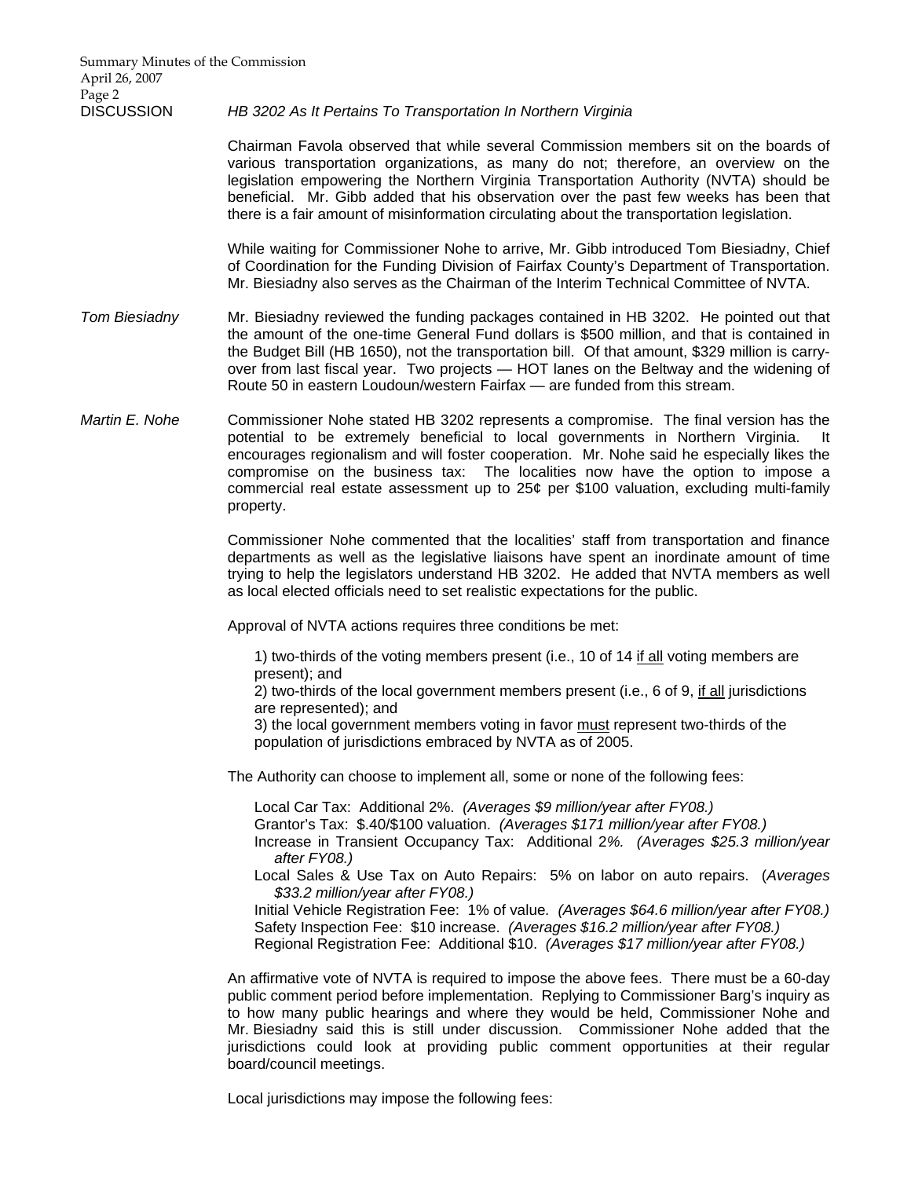DISCUSSION *HB 3202 As It Pertains To Transportation In Northern Virginia*

Chairman Favola observed that while several Commission members sit on the boards of various transportation organizations, as many do not; therefore, an overview on the legislation empowering the Northern Virginia Transportation Authority (NVTA) should be beneficial. Mr. Gibb added that his observation over the past few weeks has been that there is a fair amount of misinformation circulating about the transportation legislation.

While waiting for Commissioner Nohe to arrive, Mr. Gibb introduced Tom Biesiadny, Chief of Coordination for the Funding Division of Fairfax County's Department of Transportation. Mr. Biesiadny also serves as the Chairman of the Interim Technical Committee of NVTA.

*Tom Biesiadny* Mr. Biesiadny reviewed the funding packages contained in HB 3202. He pointed out that the amount of the one-time General Fund dollars is $500 million, and that is contained in the Budget Bill (HB 1650), not the transportation bill. Of that amount, $329 million is carry-over from last fiscal year. Two projects — HOT lanes on the Beltway and the widening of Route 50 in eastern Loudoun/western Fairfax — are funded from this stream.

*Martin E. Nohe* Commissioner Nohe stated HB 3202 represents a compromise. The final version has the potential to be extremely beneficial to local governments in Northern Virginia. It encourages regionalism and will foster cooperation. Mr. Nohe said he especially likes the compromise on the business tax: The localities now have the option to impose a commercial real estate assessment up to 25¢ per $100 valuation, excluding multi-family property.

Commissioner Nohe commented that the localities' staff from transportation and finance departments as well as the legislative liaisons have spent an inordinate amount of time trying to help the legislators understand HB 3202. He added that NVTA members as well as local elected officials need to set realistic expectations for the public.

Approval of NVTA actions requires three conditions be met:

1) two-thirds of the voting members present (i.e., 10 of 14 <u>if all</u> voting members are present); and
2) two-thirds of the local government members present (i.e., 6 of 9, <u>if all</u> jurisdictions are represented); and
3) the local government members voting in favor <u>must</u> represent two-thirds of the population of jurisdictions embraced by NVTA as of 2005.

The Authority can choose to implement all, some or none of the following fees:

- Local Car Tax: Additional 2%. *(Averages $9 million/year after FY08.)*
- Grantor's Tax: $.40/$100 valuation. *(Averages $171 million/year after FY08.)*
- Increase in Transient Occupancy Tax: Additional 2*%. (Averages $25.3 million/year after FY08.)*
- Local Sales & Use Tax on Auto Repairs: 5% on labor on auto repairs. (*Averages $33.2 million/year after FY08.)*
- Initial Vehicle Registration Fee: 1% of value*. (Averages $64.6 million/year after FY08.)*
- Safety Inspection Fee: $10 increase. *(Averages $16.2 million/year after FY08.)*
- Regional Registration Fee: Additional $10. *(Averages $17 million/year after FY08.)*

An affirmative vote of NVTA is required to impose the above fees. There must be a 60-day public comment period before implementation. Replying to Commissioner Barg's inquiry as to how many public hearings and where they would be held, Commissioner Nohe and Mr. Biesiadny said this is still under discussion. Commissioner Nohe added that the jurisdictions could look at providing public comment opportunities at their regular board/council meetings.

Local jurisdictions may impose the following fees: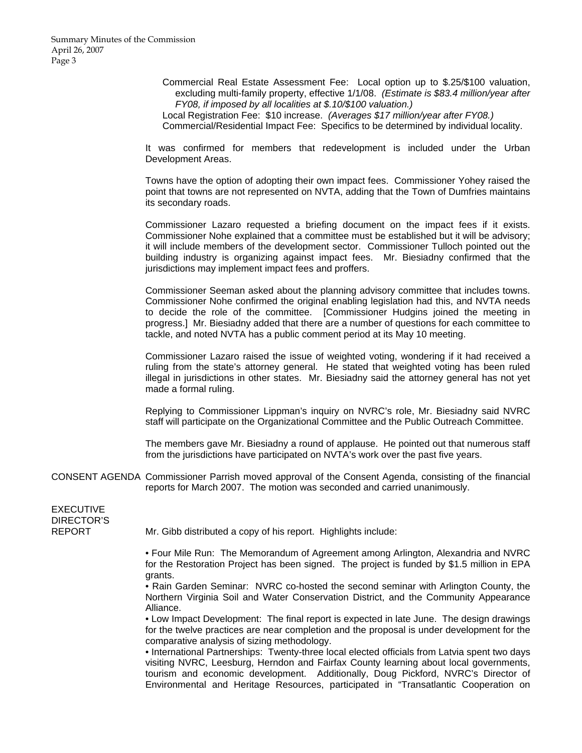Commercial Real Estate Assessment Fee: Local option up to $.25/$100 valuation, excluding multi-family property, effective 1/1/08. *(Estimate is $83.4 million/year after FY08, if imposed by all localities at $.10/$100 valuation.)*

Local Registration Fee: $10 increase. *(Averages $17 million/year after FY08.)*

Commercial/Residential Impact Fee: Specifics to be determined by individual locality.

It was confirmed for members that redevelopment is included under the Urban Development Areas.

Towns have the option of adopting their own impact fees. Commissioner Yohey raised the point that towns are not represented on NVTA, adding that the Town of Dumfries maintains its secondary roads.

Commissioner Lazaro requested a briefing document on the impact fees if it exists. Commissioner Nohe explained that a committee must be established but it will be advisory; it will include members of the development sector. Commissioner Tulloch pointed out the building industry is organizing against impact fees. Mr. Biesiadny confirmed that the jurisdictions may implement impact fees and proffers.

Commissioner Seeman asked about the planning advisory committee that includes towns. Commissioner Nohe confirmed the original enabling legislation had this, and NVTA needs to decide the role of the committee. [Commissioner Hudgins joined the meeting in progress.] Mr. Biesiadny added that there are a number of questions for each committee to tackle, and noted NVTA has a public comment period at its May 10 meeting.

Commissioner Lazaro raised the issue of weighted voting, wondering if it had received a ruling from the state's attorney general. He stated that weighted voting has been ruled illegal in jurisdictions in other states. Mr. Biesiadny said the attorney general has not yet made a formal ruling.

Replying to Commissioner Lippman's inquiry on NVRC's role, Mr. Biesiadny said NVRC staff will participate on the Organizational Committee and the Public Outreach Committee.

The members gave Mr. Biesiadny a round of applause. He pointed out that numerous staff from the jurisdictions have participated on NVTA's work over the past five years.

**CONSENT AGENDA**

Commissioner Parrish moved approval of the Consent Agenda, consisting of the financial reports for March 2007. The motion was seconded and carried unanimously.

**EXECUTIVE DIRECTOR'S REPORT**

Mr. Gibb distributed a copy of his report. Highlights include:

• Four Mile Run: The Memorandum of Agreement among Arlington, Alexandria and NVRC for the Restoration Project has been signed. The project is funded by $1.5 million in EPA grants.

• Rain Garden Seminar: NVRC co-hosted the second seminar with Arlington County, the Northern Virginia Soil and Water Conservation District, and the Community Appearance Alliance.

• Low Impact Development: The final report is expected in late June. The design drawings for the twelve practices are near completion and the proposal is under development for the comparative analysis of sizing methodology.

• International Partnerships: Twenty-three local elected officials from Latvia spent two days visiting NVRC, Leesburg, Herndon and Fairfax County learning about local governments, tourism and economic development. Additionally, Doug Pickford, NVRC's Director of Environmental and Heritage Resources, participated in "Transatlantic Cooperation on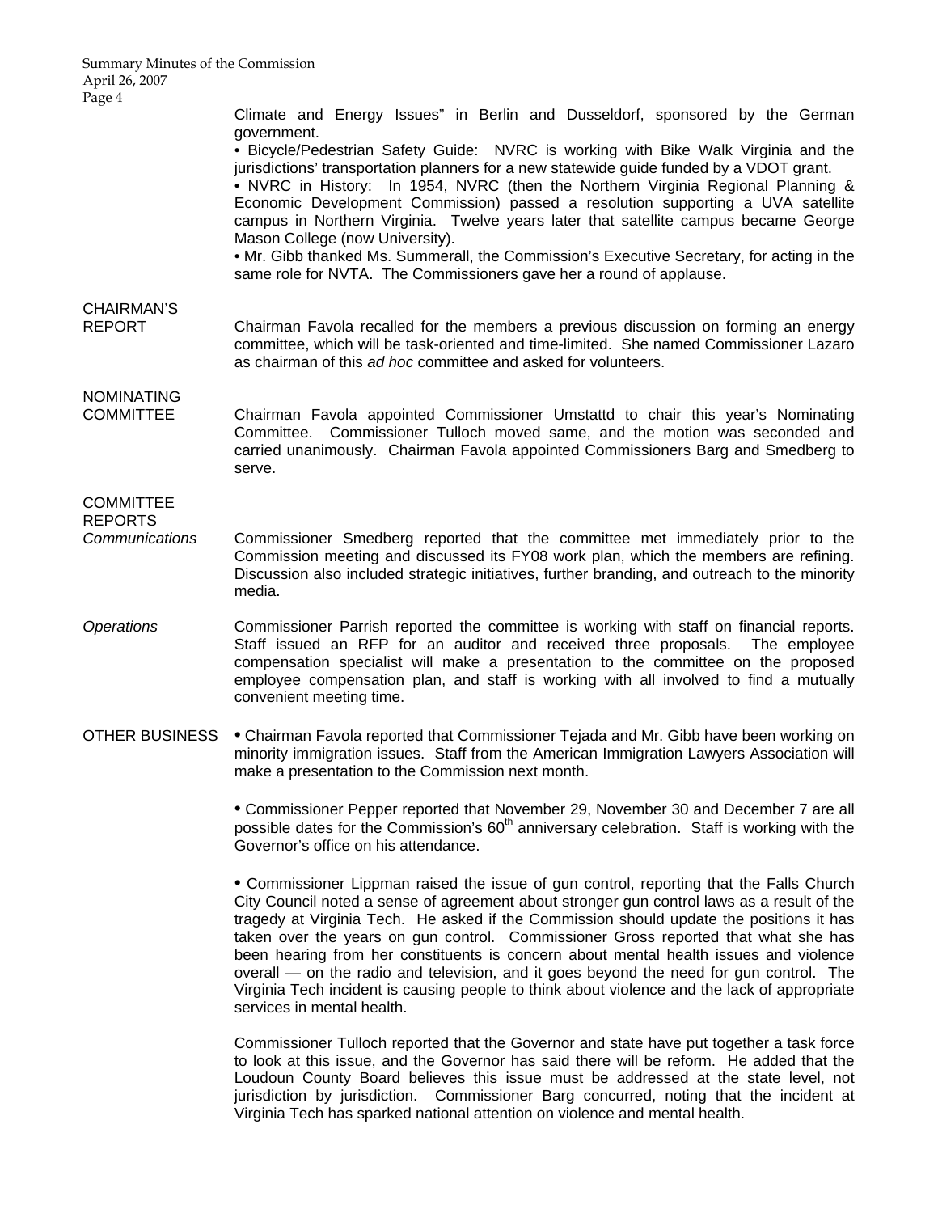Climate and Energy Issues" in Berlin and Dusseldorf, sponsored by the German government.

- Bicycle/Pedestrian Safety Guide: NVRC is working with Bike Walk Virginia and the jurisdictions' transportation planners for a new statewide guide funded by a VDOT grant.
- NVRC in History: In 1954, NVRC (then the Northern Virginia Regional Planning & Economic Development Commission) passed a resolution supporting a UVA satellite campus in Northern Virginia. Twelve years later that satellite campus became George Mason College (now University).
- Mr. Gibb thanked Ms. Summerall, the Commission's Executive Secretary, for acting in the same role for NVTA. The Commissioners gave her a round of applause.

CHAIRMAN'S REPORT

Chairman Favola recalled for the members a previous discussion on forming an energy committee, which will be task-oriented and time-limited. She named Commissioner Lazaro as chairman of this *ad hoc* committee and asked for volunteers.

NOMINATING COMMITTEE

Chairman Favola appointed Commissioner Umstattd to chair this year's Nominating Committee. Commissioner Tulloch moved same, and the motion was seconded and carried unanimously. Chairman Favola appointed Commissioners Barg and Smedberg to serve.

COMMITTEE REPORTS

*Communications*

Commissioner Smedberg reported that the committee met immediately prior to the Commission meeting and discussed its FY08 work plan, which the members are refining. Discussion also included strategic initiatives, further branding, and outreach to the minority media.

*Operations*

Commissioner Parrish reported the committee is working with staff on financial reports. Staff issued an RFP for an auditor and received three proposals. The employee compensation specialist will make a presentation to the committee on the proposed employee compensation plan, and staff is working with all involved to find a mutually convenient meeting time.

OTHER BUSINESS

- Chairman Favola reported that Commissioner Tejada and Mr. Gibb have been working on minority immigration issues. Staff from the American Immigration Lawyers Association will make a presentation to the Commission next month.

- Commissioner Pepper reported that November 29, November 30 and December 7 are all possible dates for the Commission's 60th anniversary celebration. Staff is working with the Governor's office on his attendance.

- Commissioner Lippman raised the issue of gun control, reporting that the Falls Church City Council noted a sense of agreement about stronger gun control laws as a result of the tragedy at Virginia Tech. He asked if the Commission should update the positions it has taken over the years on gun control. Commissioner Gross reported that what she has been hearing from her constituents is concern about mental health issues and violence overall — on the radio and television, and it goes beyond the need for gun control. The Virginia Tech incident is causing people to think about violence and the lack of appropriate services in mental health.

Commissioner Tulloch reported that the Governor and state have put together a task force to look at this issue, and the Governor has said there will be reform. He added that the Loudoun County Board believes this issue must be addressed at the state level, not jurisdiction by jurisdiction. Commissioner Barg concurred, noting that the incident at Virginia Tech has sparked national attention on violence and mental health.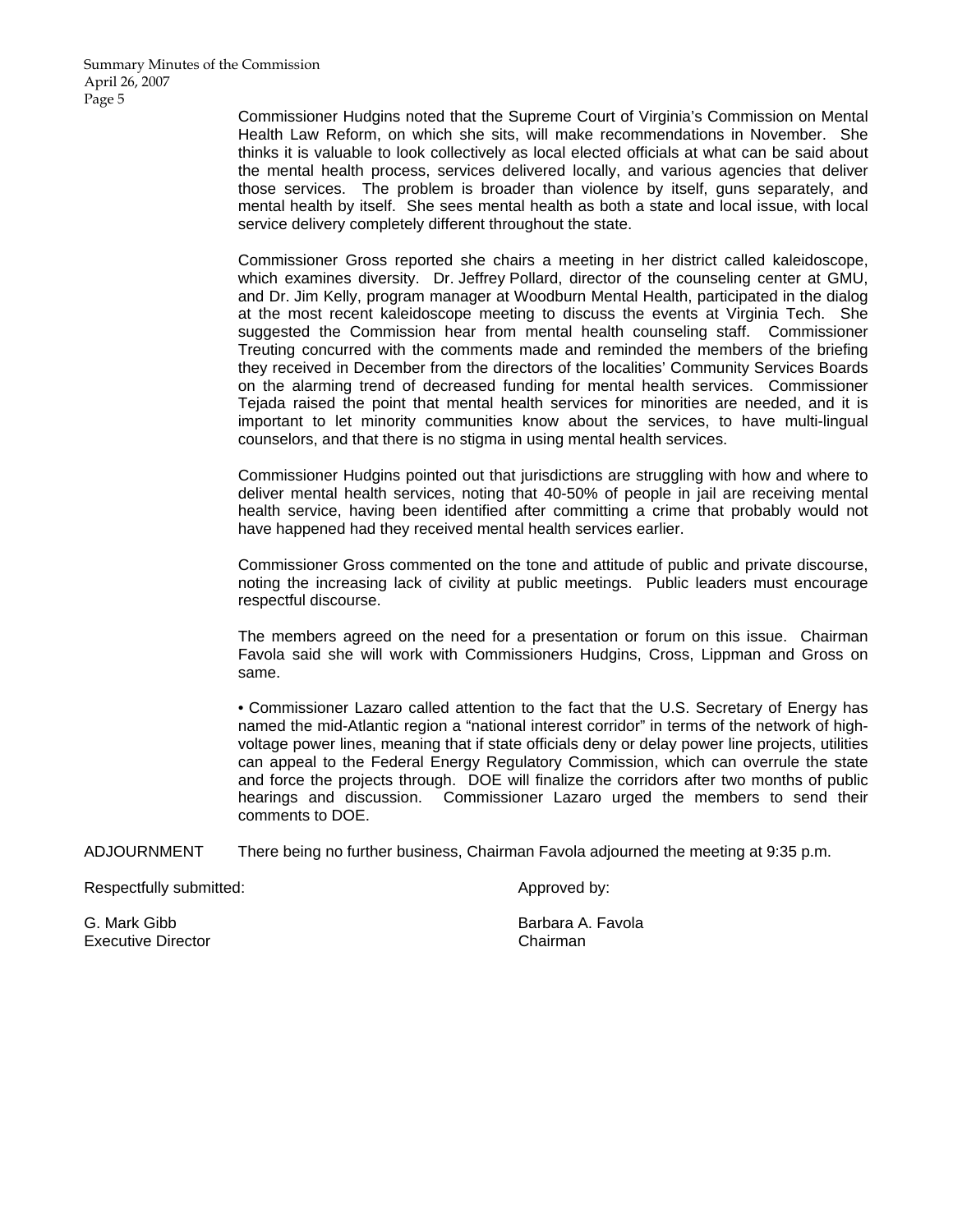Commissioner Hudgins noted that the Supreme Court of Virginia's Commission on Mental Health Law Reform, on which she sits, will make recommendations in November. She thinks it is valuable to look collectively as local elected officials at what can be said about the mental health process, services delivered locally, and various agencies that deliver those services. The problem is broader than violence by itself, guns separately, and mental health by itself. She sees mental health as both a state and local issue, with local service delivery completely different throughout the state.

Commissioner Gross reported she chairs a meeting in her district called kaleidoscope, which examines diversity. Dr. Jeffrey Pollard, director of the counseling center at GMU, and Dr. Jim Kelly, program manager at Woodburn Mental Health, participated in the dialog at the most recent kaleidoscope meeting to discuss the events at Virginia Tech. She suggested the Commission hear from mental health counseling staff. Commissioner Treuting concurred with the comments made and reminded the members of the briefing they received in December from the directors of the localities' Community Services Boards on the alarming trend of decreased funding for mental health services. Commissioner Tejada raised the point that mental health services for minorities are needed, and it is important to let minority communities know about the services, to have multi-lingual counselors, and that there is no stigma in using mental health services.

Commissioner Hudgins pointed out that jurisdictions are struggling with how and where to deliver mental health services, noting that 40-50% of people in jail are receiving mental health service, having been identified after committing a crime that probably would not have happened had they received mental health services earlier.

Commissioner Gross commented on the tone and attitude of public and private discourse, noting the increasing lack of civility at public meetings. Public leaders must encourage respectful discourse.

The members agreed on the need for a presentation or forum on this issue. Chairman Favola said she will work with Commissioners Hudgins, Cross, Lippman and Gross on same.

• Commissioner Lazaro called attention to the fact that the U.S. Secretary of Energy has named the mid-Atlantic region a "national interest corridor" in terms of the network of high-voltage power lines, meaning that if state officials deny or delay power line projects, utilities can appeal to the Federal Energy Regulatory Commission, which can overrule the state and force the projects through. DOE will finalize the corridors after two months of public hearings and discussion. Commissioner Lazaro urged the members to send their comments to DOE.

ADJOURNMENT There being no further business, Chairman Favola adjourned the meeting at 9:35 p.m.

Respectfully submitted:

G. Mark Gibb
Executive Director

Approved by:

Barbara A. Favola
Chairman